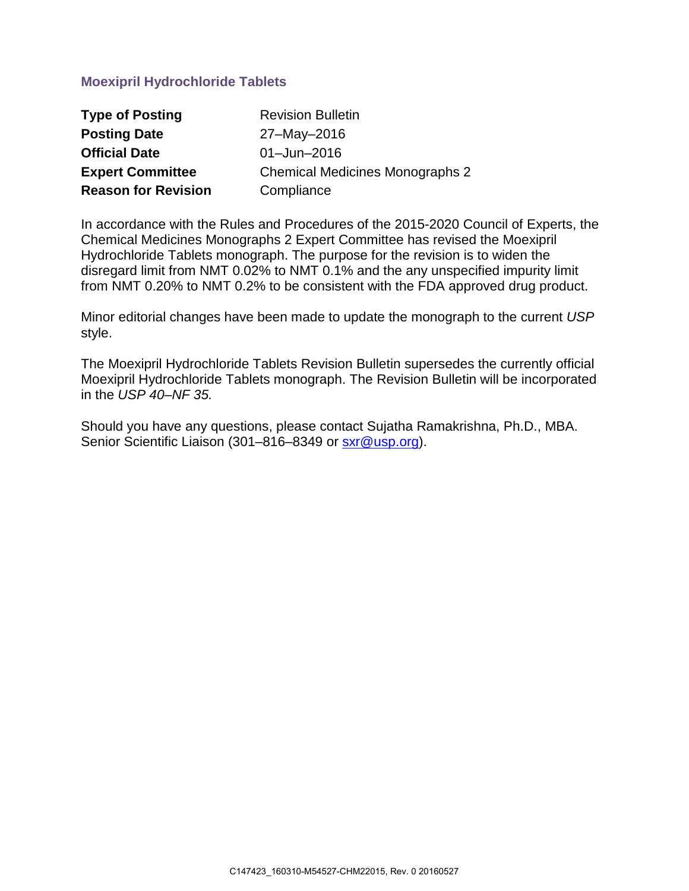## Moexipril Hydrochloride Tablets

| | |
|---|---|
| **Type of Posting** | Revision Bulletin |
| **Posting Date** | 27–May–2016 |
| **Official Date** | 01–Jun–2016 |
| **Expert Committee** | Chemical Medicines Monographs 2 |
| **Reason for Revision** | Compliance |

In accordance with the Rules and Procedures of the 2015-2020 Council of Experts, the Chemical Medicines Monographs 2 Expert Committee has revised the Moexipril Hydrochloride Tablets monograph. The purpose for the revision is to widen the disregard limit from NMT 0.02% to NMT 0.1% and the any unspecified impurity limit from NMT 0.20% to NMT 0.2% to be consistent with the FDA approved drug product.

Minor editorial changes have been made to update the monograph to the current *USP* style.

The Moexipril Hydrochloride Tablets Revision Bulletin supersedes the currently official Moexipril Hydrochloride Tablets monograph. The Revision Bulletin will be incorporated in the *USP 40–NF 35.*

Should you have any questions, please contact Sujatha Ramakrishna, Ph.D., MBA. Senior Scientific Liaison (301–816–8349 or sxr@usp.org).

C147423_160310-M54527-CHM22015, Rev. 0 20160527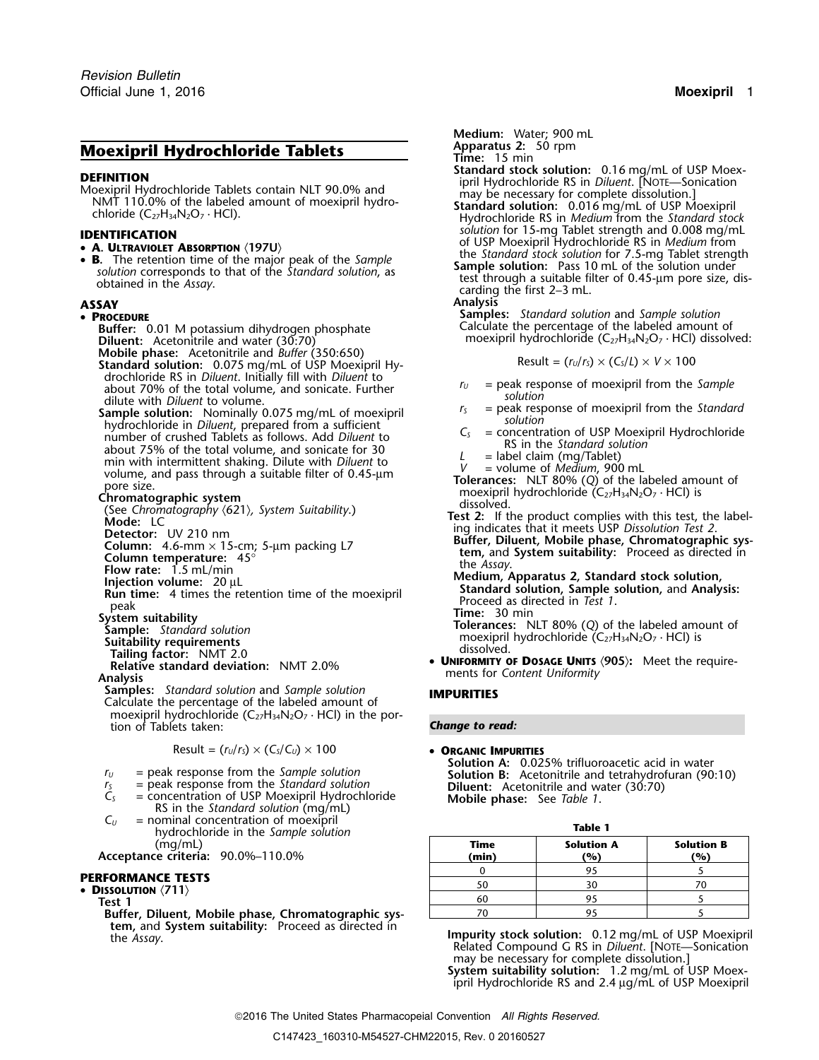# Moexipril Hydrochloride Tablets

## DEFINITION

Moexipril Hydrochloride Tablets contain NLT 90.0% and NMT 110.0% of the labeled amount of moexipril hydrochloride ($C_{27}H_{34}N_2O_7 \cdot HCl$).

## IDENTIFICATION

- **A. Ultraviolet Absorption** ⟨197U⟩
- **B.** The retention time of the major peak of the *Sample solution* corresponds to that of the *Standard solution*, as obtained in the *Assay*.

## ASSAY

- **Procedure**

**Buffer:** 0.01 M potassium dihydrogen phosphate

**Diluent:** Acetonitrile and water (30:70)

**Mobile phase:** Acetonitrile and *Buffer* (350:650)

**Standard solution:** 0.075 mg/mL of USP Moexipril Hydrochloride RS in *Diluent*. Initially fill with *Diluent* to about 70% of the total volume, and sonicate. Further dilute with *Diluent* to volume.

**Sample solution:** Nominally 0.075 mg/mL of moexipril hydrochloride in *Diluent*, prepared from a sufficient number of crushed Tablets as follows. Add *Diluent* to about 75% of the total volume, and sonicate for 30 min with intermittent shaking. Dilute with *Diluent* to volume, and pass through a suitable filter of 0.45-µm pore size.

**Chromatographic system**

(See *Chromatography* ⟨621⟩, *System Suitability*.)

**Mode:** LC

**Detector:** UV 210 nm

**Column:** 4.6-mm × 15-cm; 5-µm packing L7

**Column temperature:** 45°

**Flow rate:** 1.5 mL/min

**Injection volume:** 20 µL

**Run time:** 4 times the retention time of the moexipril peak

**System suitability**

**Sample:** *Standard solution*

**Suitability requirements**

**Tailing factor:** NMT 2.0

**Relative standard deviation:** NMT 2.0%

**Analysis**

**Samples:** *Standard solution* and *Sample solution*

Calculate the percentage of the labeled amount of moexipril hydrochloride ($C_{27}H_{34}N_2O_7 \cdot HCl$) in the portion of Tablets taken:

$$\text{Result} = (r_U/r_S) \times (C_S/C_U) \times 100$$

$r_U$ = peak response from the *Sample solution*

$r_S$ = peak response from the *Standard solution*

$C_S$ = concentration of USP Moexipril Hydrochloride RS in the *Standard solution* (mg/mL)

$C_U$ = nominal concentration of moexipril hydrochloride in the *Sample solution* (mg/mL)

**Acceptance criteria:** 90.0%–110.0%

## PERFORMANCE TESTS

- **Dissolution** ⟨711⟩

**Test 1**

**Buffer, Diluent, Mobile phase, Chromatographic system,** and **System suitability:** Proceed as directed in the *Assay*.

**Medium:** Water; 900 mL

**Apparatus 2:** 50 rpm

**Time:** 15 min

**Standard stock solution:** 0.16 mg/mL of USP Moexipril Hydrochloride RS in *Diluent*. [Note—Sonication may be necessary for complete dissolution.]

**Standard solution:** 0.016 mg/mL of USP Moexipril Hydrochloride RS in *Medium* from the *Standard stock solution* for 15-mg Tablet strength and 0.008 mg/mL of USP Moexipril Hydrochloride RS in *Medium* from the *Standard stock solution* for 7.5-mg Tablet strength

**Sample solution:** Pass 10 mL of the solution under test through a suitable filter of 0.45-µm pore size, discarding the first 2–3 mL.

**Analysis**

**Samples:** *Standard solution* and *Sample solution*

Calculate the percentage of the labeled amount of moexipril hydrochloride ($C_{27}H_{34}N_2O_7 \cdot HCl$) dissolved:

$$\text{Result} = (r_U/r_S) \times (C_S/L) \times V \times 100$$

$r_U$ = peak response of moexipril from the *Sample solution*

$r_S$ = peak response of moexipril from the *Standard solution*

$C_S$ = concentration of USP Moexipril Hydrochloride RS in the *Standard solution*

$L$ = label claim (mg/Tablet)

$V$ = volume of *Medium*, 900 mL

**Tolerances:** NLT 80% ($Q$) of the labeled amount of moexipril hydrochloride ($C_{27}H_{34}N_2O_7 \cdot HCl$) is dissolved.

**Test 2:** If the product complies with this test, the labeling indicates that it meets USP *Dissolution Test 2*.

**Buffer, Diluent, Mobile phase, Chromatographic system,** and **System suitability:** Proceed as directed in the *Assay*.

**Medium, Apparatus 2, Standard stock solution, Standard solution, Sample solution,** and **Analysis:** Proceed as directed in *Test 1*.

**Time:** 30 min

**Tolerances:** NLT 80% ($Q$) of the labeled amount of moexipril hydrochloride ($C_{27}H_{34}N_2O_7 \cdot HCl$) is dissolved.

- **Uniformity of Dosage Units** ⟨905⟩: Meet the requirements for *Content Uniformity*

## IMPURITIES

***Change to read:***

- **Organic Impurities**

**Solution A:** 0.025% trifluoroacetic acid in water

**Solution B:** Acetonitrile and tetrahydrofuran (90:10)

**Diluent:** Acetonitrile and water (30:70)

**Mobile phase:** See *Table 1*.

**Table 1**

| Time (min) | Solution A (%) | Solution B (%) |
|---|---|---|
| 0 | 95 | 5 |
| 50 | 30 | 70 |
| 60 | 95 | 5 |
| 70 | 95 | 5 |

**Impurity stock solution:** 0.12 mg/mL of USP Moexipril Related Compound G RS in *Diluent*. [Note—Sonication may be necessary for complete dissolution.]

**System suitability solution:** 1.2 mg/mL of USP Moexipril Hydrochloride RS and 2.4 µg/mL of USP Moexipril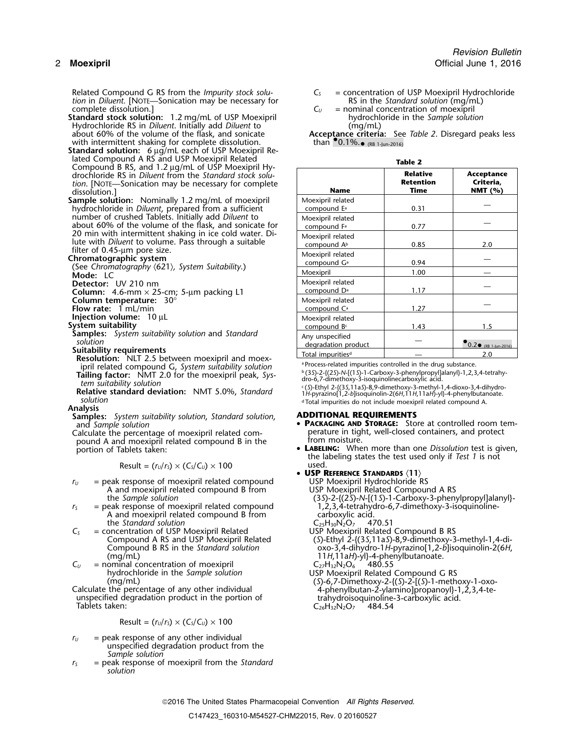Related Compound G RS from the *Impurity stock solution* in *Diluent*. [NOTE—Sonication may be necessary for complete dissolution.]

**Standard stock solution:** 1.2 mg/mL of USP Moexipril Hydrochloride RS in *Diluent*. Initially add *Diluent* to about 60% of the volume of the flask, and sonicate with intermittent shaking for complete dissolution.

**Standard solution:** 6 µg/mL each of USP Moexipril Related Compound A RS and USP Moexipril Related Compound B RS, and 1.2 µg/mL of USP Moexipril Hydrochloride RS in *Diluent* from the *Standard stock solution*. [NOTE—Sonication may be necessary for complete dissolution.]

**Sample solution:** Nominally 1.2 mg/mL of moexipril hydrochloride in *Diluent*, prepared from a sufficient number of crushed Tablets. Initially add *Diluent* to about 60% of the volume of the flask, and sonicate for 20 min with intermittent shaking in ice cold water. Dilute with *Diluent* to volume. Pass through a suitable filter of 0.45-µm pore size.

**Chromatographic system**

(See *Chromatography* ⟨621⟩, *System Suitability*.)

**Mode:** LC

**Detector:** UV 210 nm

**Column:** 4.6-mm × 25-cm; 5-µm packing L1

**Column temperature:** 30°

**Flow rate:** 1 mL/min

**Injection volume:** 10 µL

**System suitability**

**Samples:** *System suitability solution* and *Standard solution*

**Suitability requirements**

**Resolution:** NLT 2.5 between moexipril and moexipril related compound G, *System suitability solution*

**Tailing factor:** NMT 2.0 for the moexipril peak, *System suitability solution*

**Relative standard deviation:** NMT 5.0%, *Standard solution*

**Analysis**

**Samples:** *System suitability solution*, *Standard solution*, and *Sample solution*

Calculate the percentage of moexipril related compound A and moexipril related compound B in the portion of Tablets taken:

$$\text{Result} = (r_U/r_S) \times (C_S/C_U) \times 100$$

$r_U$ = peak response of moexipril related compound A and moexipril related compound B from the *Sample solution*

$r_S$ = peak response of moexipril related compound A and moexipril related compound B from the *Standard solution*

$C_S$ = concentration of USP Moexipril Related Compound A RS and USP Moexipril Related Compound B RS in the *Standard solution* (mg/mL)

$C_U$ = nominal concentration of moexipril hydrochloride in the *Sample solution* (mg/mL)

Calculate the percentage of any other individual unspecified degradation product in the portion of Tablets taken:

$$\text{Result} = (r_U/r_S) \times (C_S/C_U) \times 100$$

$r_U$ = peak response of any other individual unspecified degradation product from the *Sample solution*

$r_S$ = peak response of moexipril from the *Standard solution*

$C_S$ = concentration of USP Moexipril Hydrochloride RS in the *Standard solution* (mg/mL)

$C_U$ = nominal concentration of moexipril hydrochloride in the *Sample solution* (mg/mL)

**Acceptance criteria:** See *Table 2*. Disregard peaks less than •0.1%.• (RB 1-Jun-2016)

**Table 2**

| Name | Relative Retention Time | Acceptance Criteria, NMT (%) |
|---|---|---|
| Moexipril related compound E[a] | 0.31 | — |
| Moexipril related compound F[a] | 0.77 | — |
| Moexipril related compound A[b] | 0.85 | 2.0 |
| Moexipril related compound G[a] | 0.94 | — |
| Moexipril | 1.00 | — |
| Moexipril related compound D[a] | 1.17 | — |
| Moexipril related compound C[a] | 1.27 | — |
| Moexipril related compound B[c] | 1.43 | 1.5 |
| Any unspecified degradation product | — | •0.2• (RB 1-Jun-2016) |
| Total impurities[d] | — | 2.0 |

[a] Process-related impurities controlled in the drug substance.

[b] (3*S*)-2-{(2*S*)-*N*-[(1*S*)-1-Carboxy-3-phenylpropyl]alanyl}-1,2,3,4-tetrahydro-6,7-dimethoxy-3-isoquinolinecarboxylic acid.

[c] (*S*)-Ethyl 2-{(3*S*,11a*S*)-8,9-dimethoxy-3-methyl-1,4-dioxo-3,4-dihydro-1*H*-pyrazino[1,2-*b*]isoquinolin-2(6*H*,11*H*,11a*H*)-yl}-4-phenylbutanoate.

[d] Total impurities do not include moexipril related compound A.

## ADDITIONAL REQUIREMENTS

- **PACKAGING AND STORAGE:** Store at controlled room temperature in tight, well-closed containers, and protect from moisture.
- **LABELING:** When more than one *Dissolution* test is given, the labeling states the test used only if *Test 1* is not used.
- **USP REFERENCE STANDARDS** ⟨11⟩

  USP Moexipril Hydrochloride RS

  USP Moexipril Related Compound A RS
  
  (3*S*)-2-{(2*S*)-*N*-[(1*S*)-1-Carboxy-3-phenylpropyl]alanyl}-1,2,3,4-tetrahydro-6,7-dimethoxy-3-isoquinolinecarboxylic acid.
  
  $C_{25}H_{30}N_2O_7$ 470.51

  USP Moexipril Related Compound B RS
  
  (*S*)-Ethyl 2-{(3*S*,11a*S*)-8,9-dimethoxy-3-methyl-1,4-dioxo-3,4-dihydro-1*H*-pyrazino[1,2-*b*]isoquinolin-2(6*H*,11*H*,11a*H*)-yl}-4-phenylbutanoate.
  
  $C_{27}H_{32}N_2O_6$ 480.55

  USP Moexipril Related Compound G RS
  
  (*S*)-6,7-Dimethoxy-2-{(*S*)-2-[(*S*)-1-methoxy-1-oxo-4-phenylbutan-2-ylamino]propanoyl}-1,2,3,4-tetrahydroisoquinoline-3-carboxylic acid.
  
  $C_{26}H_{32}N_2O_7$ 484.54